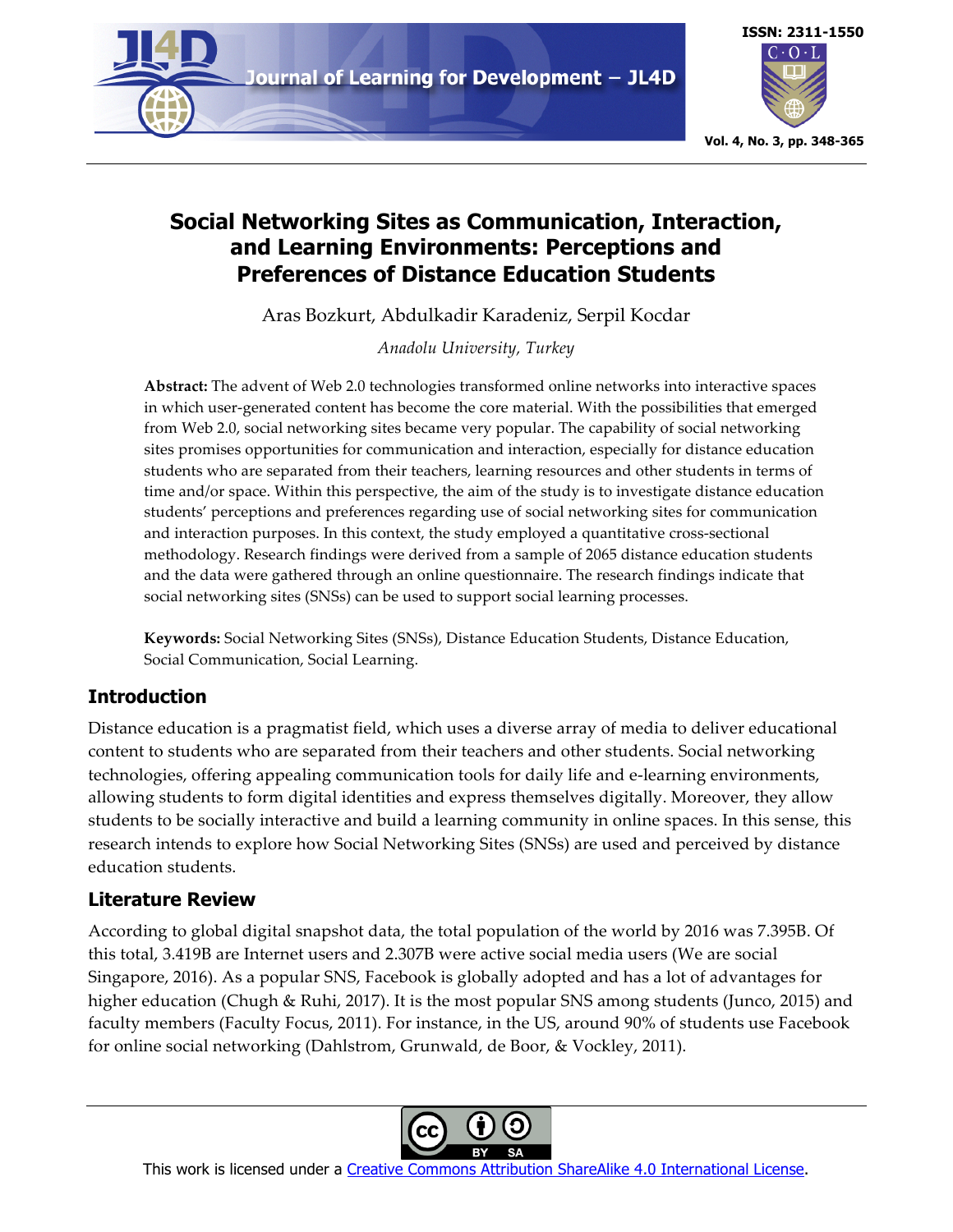# Social Networking Sites as Communication, Interaction, and Learning Environments: Perceptions and Preferences of Distance Education Students

Aras Bozkurt, Abdulkadir Karadeniz, Serpil Kocdar

*Anadolu University, Turkey*

**Abstract:** The advent of Web 2.0 technologies transformed online networks into interactive spaces in which user-generated content has become the core material. With the possibilities that emerged from Web 2.0, social networking sites became very popular. The capability of social networking sites promises opportunities for communication and interaction, especially for distance education students who are separated from their teachers, learning resources and other students in terms of time and/or space. Within this perspective, the aim of the study is to investigate distance education students' perceptions and preferences regarding use of social networking sites for communication and interaction purposes. In this context, the study employed a quantitative cross-sectional methodology. Research findings were derived from a sample of 2065 distance education students and the data were gathered through an online questionnaire. The research findings indicate that social networking sites (SNSs) can be used to support social learning processes.

**Keywords:** Social Networking Sites (SNSs), Distance Education Students, Distance Education, Social Communication, Social Learning.

## Introduction

Distance education is a pragmatist field, which uses a diverse array of media to deliver educational content to students who are separated from their teachers and other students. Social networking technologies, offering appealing communication tools for daily life and e-learning environments, allowing students to form digital identities and express themselves digitally. Moreover, they allow students to be socially interactive and build a learning community in online spaces. In this sense, this research intends to explore how Social Networking Sites (SNSs) are used and perceived by distance education students.

## Literature Review

According to global digital snapshot data, the total population of the world by 2016 was 7.395B. Of this total, 3.419B are Internet users and 2.307B were active social media users (We are social Singapore, 2016). As a popular SNS, Facebook is globally adopted and has a lot of advantages for higher education (Chugh & Ruhi, 2017). It is the most popular SNS among students (Junco, 2015) and faculty members (Faculty Focus, 2011). For instance, in the US, around 90% of students use Facebook for online social networking (Dahlstrom, Grunwald, de Boor, & Vockley, 2011).

This work is licensed under a Creative Commons Attribution ShareAlike 4.0 International License.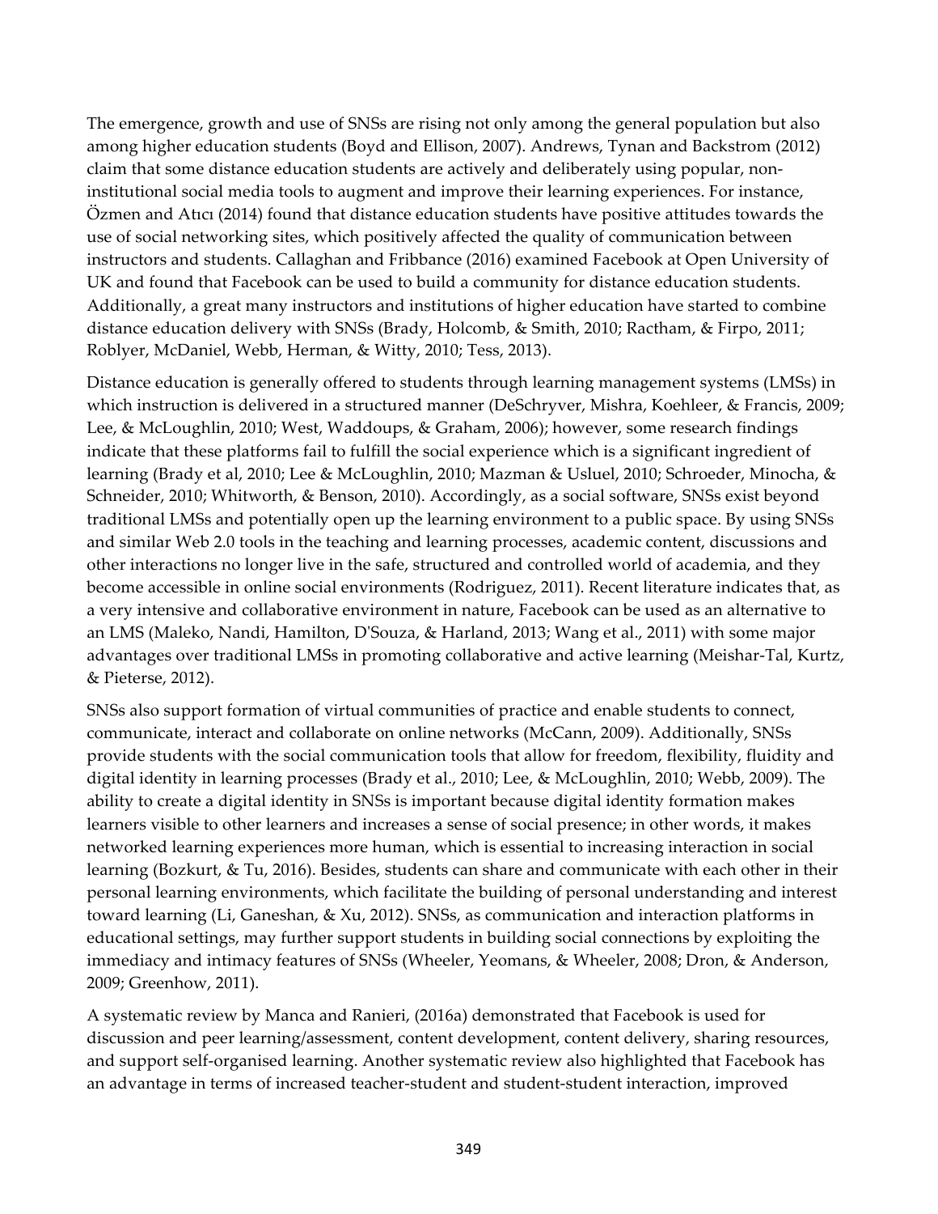The emergence, growth and use of SNSs are rising not only among the general population but also among higher education students (Boyd and Ellison, 2007). Andrews, Tynan and Backstrom (2012) claim that some distance education students are actively and deliberately using popular, non-institutional social media tools to augment and improve their learning experiences. For instance, Özmen and Atıcı (2014) found that distance education students have positive attitudes towards the use of social networking sites, which positively affected the quality of communication between instructors and students. Callaghan and Fribbance (2016) examined Facebook at Open University of UK and found that Facebook can be used to build a community for distance education students. Additionally, a great many instructors and institutions of higher education have started to combine distance education delivery with SNSs (Brady, Holcomb, & Smith, 2010; Ractham, & Firpo, 2011; Roblyer, McDaniel, Webb, Herman, & Witty, 2010; Tess, 2013).

Distance education is generally offered to students through learning management systems (LMSs) in which instruction is delivered in a structured manner (DeSchryver, Mishra, Koehleer, & Francis, 2009; Lee, & McLoughlin, 2010; West, Waddoups, & Graham, 2006); however, some research findings indicate that these platforms fail to fulfill the social experience which is a significant ingredient of learning (Brady et al, 2010; Lee & McLoughlin, 2010; Mazman & Usluel, 2010; Schroeder, Minocha, & Schneider, 2010; Whitworth, & Benson, 2010). Accordingly, as a social software, SNSs exist beyond traditional LMSs and potentially open up the learning environment to a public space. By using SNSs and similar Web 2.0 tools in the teaching and learning processes, academic content, discussions and other interactions no longer live in the safe, structured and controlled world of academia, and they become accessible in online social environments (Rodriguez, 2011). Recent literature indicates that, as a very intensive and collaborative environment in nature, Facebook can be used as an alternative to an LMS (Maleko, Nandi, Hamilton, D'Souza, & Harland, 2013; Wang et al., 2011) with some major advantages over traditional LMSs in promoting collaborative and active learning (Meishar-Tal, Kurtz, & Pieterse, 2012).

SNSs also support formation of virtual communities of practice and enable students to connect, communicate, interact and collaborate on online networks (McCann, 2009). Additionally, SNSs provide students with the social communication tools that allow for freedom, flexibility, fluidity and digital identity in learning processes (Brady et al., 2010; Lee, & McLoughlin, 2010; Webb, 2009). The ability to create a digital identity in SNSs is important because digital identity formation makes learners visible to other learners and increases a sense of social presence; in other words, it makes networked learning experiences more human, which is essential to increasing interaction in social learning (Bozkurt, & Tu, 2016). Besides, students can share and communicate with each other in their personal learning environments, which facilitate the building of personal understanding and interest toward learning (Li, Ganeshan, & Xu, 2012). SNSs, as communication and interaction platforms in educational settings, may further support students in building social connections by exploiting the immediacy and intimacy features of SNSs (Wheeler, Yeomans, & Wheeler, 2008; Dron, & Anderson, 2009; Greenhow, 2011).

A systematic review by Manca and Ranieri, (2016a) demonstrated that Facebook is used for discussion and peer learning/assessment, content development, content delivery, sharing resources, and support self-organised learning. Another systematic review also highlighted that Facebook has an advantage in terms of increased teacher-student and student-student interaction, improved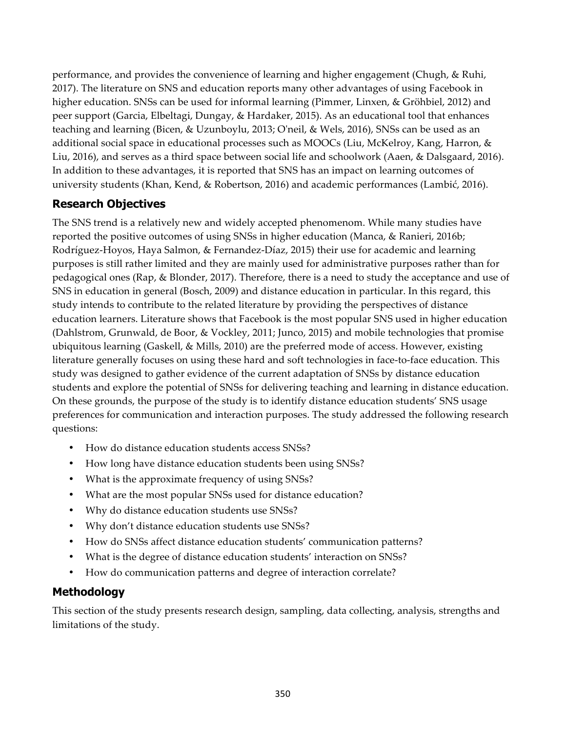performance, and provides the convenience of learning and higher engagement (Chugh, & Ruhi, 2017). The literature on SNS and education reports many other advantages of using Facebook in higher education. SNSs can be used for informal learning (Pimmer, Linxen, & Gröhbiel, 2012) and peer support (Garcia, Elbeltagi, Dungay, & Hardaker, 2015). As an educational tool that enhances teaching and learning (Bicen, & Uzunboylu, 2013; O'neil, & Wels, 2016), SNSs can be used as an additional social space in educational processes such as MOOCs (Liu, McKelroy, Kang, Harron, & Liu, 2016), and serves as a third space between social life and schoolwork (Aaen, & Dalsgaard, 2016). In addition to these advantages, it is reported that SNS has an impact on learning outcomes of university students (Khan, Kend, & Robertson, 2016) and academic performances (Lambić, 2016).

## Research Objectives

The SNS trend is a relatively new and widely accepted phenomenom. While many studies have reported the positive outcomes of using SNSs in higher education (Manca, & Ranieri, 2016b; Rodríguez-Hoyos, Haya Salmon, & Fernandez-Díaz, 2015) their use for academic and learning purposes is still rather limited and they are mainly used for administrative purposes rather than for pedagogical ones (Rap, & Blonder, 2017). Therefore, there is a need to study the acceptance and use of SNS in education in general (Bosch, 2009) and distance education in particular. In this regard, this study intends to contribute to the related literature by providing the perspectives of distance education learners. Literature shows that Facebook is the most popular SNS used in higher education (Dahlstrom, Grunwald, de Boor, & Vockley, 2011; Junco, 2015) and mobile technologies that promise ubiquitous learning (Gaskell, & Mills, 2010) are the preferred mode of access. However, existing literature generally focuses on using these hard and soft technologies in face-to-face education. This study was designed to gather evidence of the current adaptation of SNSs by distance education students and explore the potential of SNSs for delivering teaching and learning in distance education. On these grounds, the purpose of the study is to identify distance education students' SNS usage preferences for communication and interaction purposes. The study addressed the following research questions:

- How do distance education students access SNSs?
- How long have distance education students been using SNSs?
- What is the approximate frequency of using SNSs?
- What are the most popular SNSs used for distance education?
- Why do distance education students use SNSs?
- Why don't distance education students use SNSs?
- How do SNSs affect distance education students' communication patterns?
- What is the degree of distance education students' interaction on SNSs?
- How do communication patterns and degree of interaction correlate?

## Methodology

This section of the study presents research design, sampling, data collecting, analysis, strengths and limitations of the study.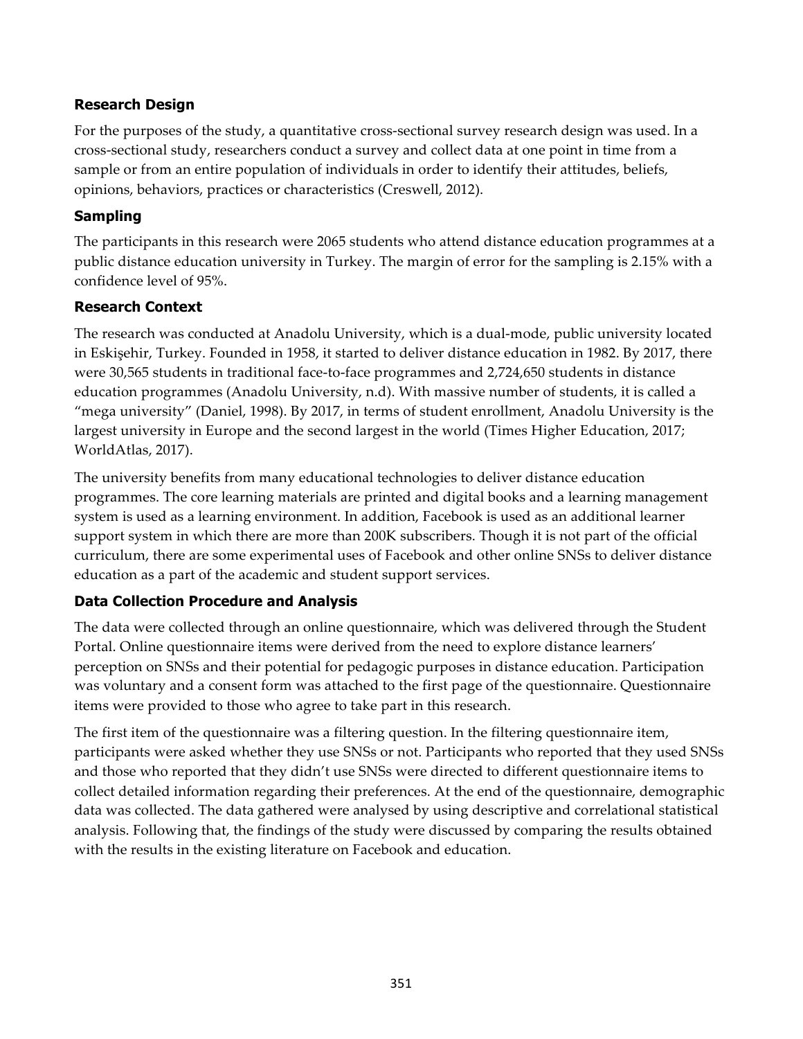### Research Design

For the purposes of the study, a quantitative cross-sectional survey research design was used. In a cross-sectional study, researchers conduct a survey and collect data at one point in time from a sample or from an entire population of individuals in order to identify their attitudes, beliefs, opinions, behaviors, practices or characteristics (Creswell, 2012).

### Sampling

The participants in this research were 2065 students who attend distance education programmes at a public distance education university in Turkey. The margin of error for the sampling is 2.15% with a confidence level of 95%.

### Research Context

The research was conducted at Anadolu University, which is a dual-mode, public university located in Eskişehir, Turkey. Founded in 1958, it started to deliver distance education in 1982. By 2017, there were 30,565 students in traditional face-to-face programmes and 2,724,650 students in distance education programmes (Anadolu University, n.d). With massive number of students, it is called a "mega university" (Daniel, 1998). By 2017, in terms of student enrollment, Anadolu University is the largest university in Europe and the second largest in the world (Times Higher Education, 2017; WorldAtlas, 2017).

The university benefits from many educational technologies to deliver distance education programmes. The core learning materials are printed and digital books and a learning management system is used as a learning environment. In addition, Facebook is used as an additional learner support system in which there are more than 200K subscribers. Though it is not part of the official curriculum, there are some experimental uses of Facebook and other online SNSs to deliver distance education as a part of the academic and student support services.

### Data Collection Procedure and Analysis

The data were collected through an online questionnaire, which was delivered through the Student Portal. Online questionnaire items were derived from the need to explore distance learners' perception on SNSs and their potential for pedagogic purposes in distance education. Participation was voluntary and a consent form was attached to the first page of the questionnaire. Questionnaire items were provided to those who agree to take part in this research.

The first item of the questionnaire was a filtering question. In the filtering questionnaire item, participants were asked whether they use SNSs or not. Participants who reported that they used SNSs and those who reported that they didn't use SNSs were directed to different questionnaire items to collect detailed information regarding their preferences. At the end of the questionnaire, demographic data was collected. The data gathered were analysed by using descriptive and correlational statistical analysis. Following that, the findings of the study were discussed by comparing the results obtained with the results in the existing literature on Facebook and education.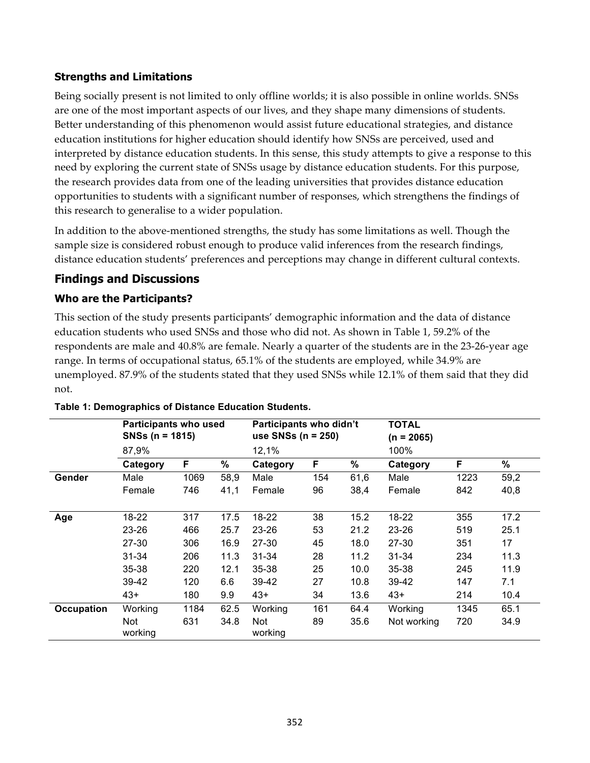### Strengths and Limitations

Being socially present is not limited to only offline worlds; it is also possible in online worlds. SNSs are one of the most important aspects of our lives, and they shape many dimensions of students. Better understanding of this phenomenon would assist future educational strategies, and distance education institutions for higher education should identify how SNSs are perceived, used and interpreted by distance education students. In this sense, this study attempts to give a response to this need by exploring the current state of SNSs usage by distance education students. For this purpose, the research provides data from one of the leading universities that provides distance education opportunities to students with a significant number of responses, which strengthens the findings of this research to generalise to a wider population.

In addition to the above-mentioned strengths, the study has some limitations as well. Though the sample size is considered robust enough to produce valid inferences from the research findings, distance education students' preferences and perceptions may change in different cultural contexts.

## Findings and Discussions

### Who are the Participants?

This section of the study presents participants' demographic information and the data of distance education students who used SNSs and those who did not. As shown in Table 1, 59.2% of the respondents are male and 40.8% are female. Nearly a quarter of the students are in the 23-26-year age range. In terms of occupational status, 65.1% of the students are employed, while 34.9% are unemployed. 87.9% of the students stated that they used SNSs while 12.1% of them said that they did not.

**Table 1: Demographics of Distance Education Students.**

| | Participants who used SNSs (n = 1815) | | | Participants who didn't use SNSs (n = 250) | | | TOTAL (n = 2065) | | |
|---|---|---|---|---|---|---|---|---|---|
| | 87,9% | | | 12,1% | | | 100% | | |
| | **Category** | **F** | **%** | **Category** | **F** | **%** | **Category** | **F** | **%** |
| **Gender** | Male | 1069 | 58,9 | Male | 154 | 61,6 | Male | 1223 | 59,2 |
| | Female | 746 | 41,1 | Female | 96 | 38,4 | Female | 842 | 40,8 |
| **Age** | 18-22 | 317 | 17.5 | 18-22 | 38 | 15.2 | 18-22 | 355 | 17.2 |
| | 23-26 | 466 | 25.7 | 23-26 | 53 | 21.2 | 23-26 | 519 | 25.1 |
| | 27-30 | 306 | 16.9 | 27-30 | 45 | 18.0 | 27-30 | 351 | 17 |
| | 31-34 | 206 | 11.3 | 31-34 | 28 | 11.2 | 31-34 | 234 | 11.3 |
| | 35-38 | 220 | 12.1 | 35-38 | 25 | 10.0 | 35-38 | 245 | 11.9 |
| | 39-42 | 120 | 6.6 | 39-42 | 27 | 10.8 | 39-42 | 147 | 7.1 |
| | 43+ | 180 | 9.9 | 43+ | 34 | 13.6 | 43+ | 214 | 10.4 |
| **Occupation** | Working | 1184 | 62.5 | Working | 161 | 64.4 | Working | 1345 | 65.1 |
| | Not working | 631 | 34.8 | Not working | 89 | 35.6 | Not working | 720 | 34.9 |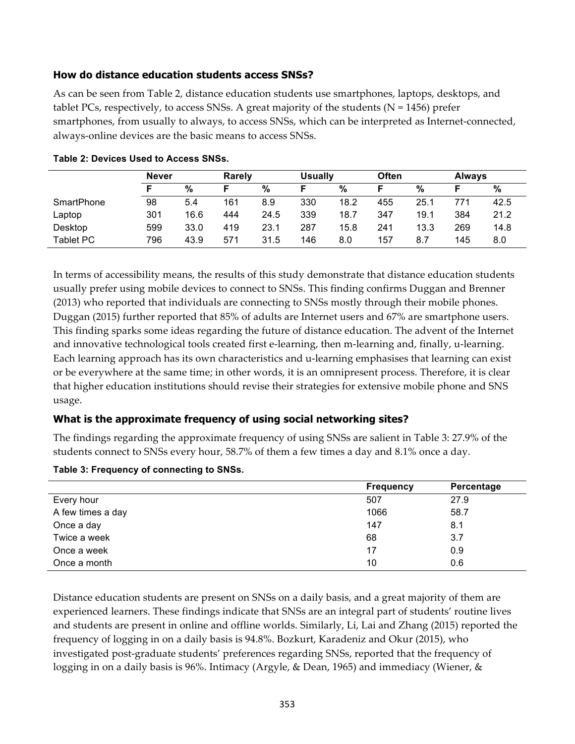### How do distance education students access SNSs?

As can be seen from Table 2, distance education students use smartphones, laptops, desktops, and tablet PCs, respectively, to access SNSs. A great majority of the students (N = 1456) prefer smartphones, from usually to always, to access SNSs, which can be interpreted as Internet-connected, always-online devices are the basic means to access SNSs.

**Table 2: Devices Used to Access SNSs.**

| | Never | | Rarely | | Usually | | Often | | Always | |
|---|---|---|---|---|---|---|---|---|---|---|
| | F | % | F | % | F | % | F | % | F | % |
| SmartPhone | 98 | 5.4 | 161 | 8.9 | 330 | 18.2 | 455 | 25.1 | 771 | 42.5 |
| Laptop | 301 | 16.6 | 444 | 24.5 | 339 | 18.7 | 347 | 19.1 | 384 | 21.2 |
| Desktop | 599 | 33.0 | 419 | 23.1 | 287 | 15.8 | 241 | 13.3 | 269 | 14.8 |
| Tablet PC | 796 | 43.9 | 571 | 31.5 | 146 | 8.0 | 157 | 8.7 | 145 | 8.0 |

In terms of accessibility means, the results of this study demonstrate that distance education students usually prefer using mobile devices to connect to SNSs. This finding confirms Duggan and Brenner (2013) who reported that individuals are connecting to SNSs mostly through their mobile phones. Duggan (2015) further reported that 85% of adults are Internet users and 67% are smartphone users. This finding sparks some ideas regarding the future of distance education. The advent of the Internet and innovative technological tools created first e-learning, then m-learning and, finally, u-learning. Each learning approach has its own characteristics and u-learning emphasises that learning can exist or be everywhere at the same time; in other words, it is an omnipresent process. Therefore, it is clear that higher education institutions should revise their strategies for extensive mobile phone and SNS usage.

### What is the approximate frequency of using social networking sites?

The findings regarding the approximate frequency of using SNSs are salient in Table 3: 27.9% of the students connect to SNSs every hour, 58.7% of them a few times a day and 8.1% once a day.

**Table 3: Frequency of connecting to SNSs.**

| | Frequency | Percentage |
|---|---|---|
| Every hour | 507 | 27.9 |
| A few times a day | 1066 | 58.7 |
| Once a day | 147 | 8.1 |
| Twice a week | 68 | 3.7 |
| Once a week | 17 | 0.9 |
| Once a month | 10 | 0.6 |

Distance education students are present on SNSs on a daily basis, and a great majority of them are experienced learners. These findings indicate that SNSs are an integral part of students' routine lives and students are present in online and offline worlds. Similarly, Li, Lai and Zhang (2015) reported the frequency of logging in on a daily basis is 94.8%. Bozkurt, Karadeniz and Okur (2015), who investigated post-graduate students' preferences regarding SNSs, reported that the frequency of logging in on a daily basis is 96%. Intimacy (Argyle, & Dean, 1965) and immediacy (Wiener, &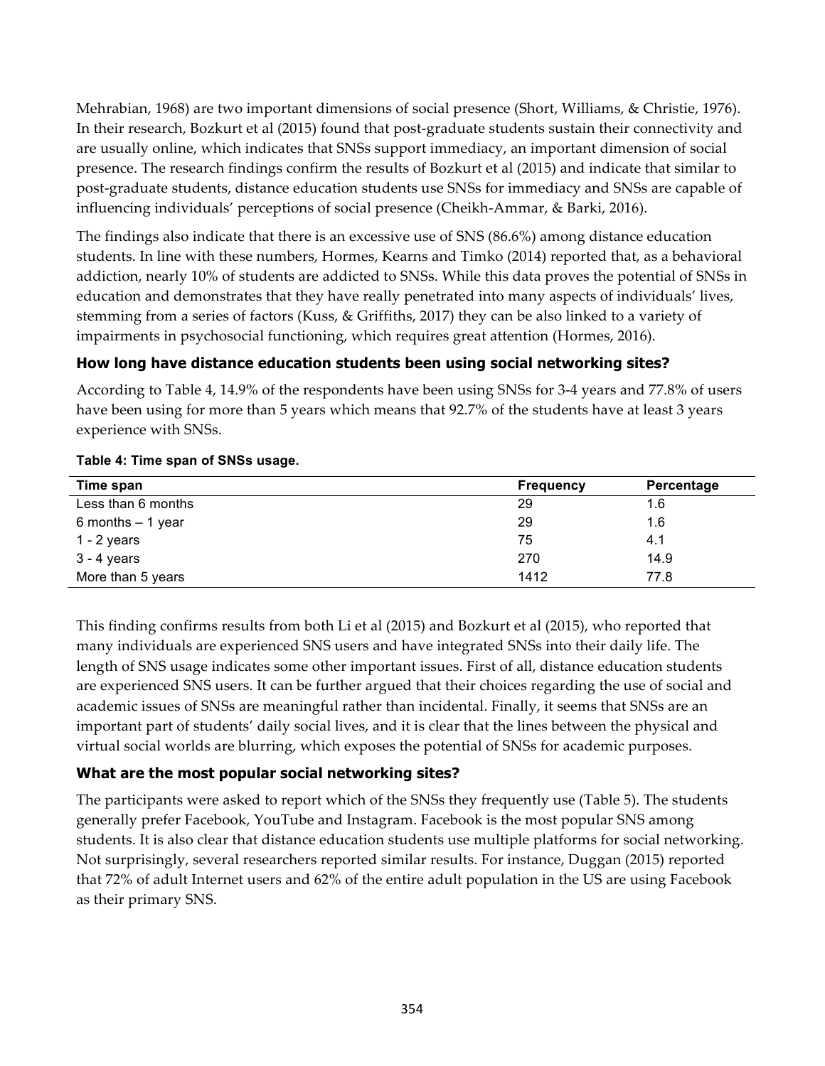Mehrabian, 1968) are two important dimensions of social presence (Short, Williams, & Christie, 1976). In their research, Bozkurt et al (2015) found that post-graduate students sustain their connectivity and are usually online, which indicates that SNSs support immediacy, an important dimension of social presence. The research findings confirm the results of Bozkurt et al (2015) and indicate that similar to post-graduate students, distance education students use SNSs for immediacy and SNSs are capable of influencing individuals' perceptions of social presence (Cheikh-Ammar, & Barki, 2016).

The findings also indicate that there is an excessive use of SNS (86.6%) among distance education students. In line with these numbers, Hormes, Kearns and Timko (2014) reported that, as a behavioral addiction, nearly 10% of students are addicted to SNSs. While this data proves the potential of SNSs in education and demonstrates that they have really penetrated into many aspects of individuals' lives, stemming from a series of factors (Kuss, & Griffiths, 2017) they can be also linked to a variety of impairments in psychosocial functioning, which requires great attention (Hormes, 2016).

### How long have distance education students been using social networking sites?

According to Table 4, 14.9% of the respondents have been using SNSs for 3-4 years and 77.8% of users have been using for more than 5 years which means that 92.7% of the students have at least 3 years experience with SNSs.

**Table 4: Time span of SNSs usage.**

| Time span | Frequency | Percentage |
|---|---|---|
| Less than 6 months | 29 | 1.6 |
| 6 months – 1 year | 29 | 1.6 |
| 1 - 2 years | 75 | 4.1 |
| 3 - 4 years | 270 | 14.9 |
| More than 5 years | 1412 | 77.8 |

This finding confirms results from both Li et al (2015) and Bozkurt et al (2015), who reported that many individuals are experienced SNS users and have integrated SNSs into their daily life. The length of SNS usage indicates some other important issues. First of all, distance education students are experienced SNS users. It can be further argued that their choices regarding the use of social and academic issues of SNSs are meaningful rather than incidental. Finally, it seems that SNSs are an important part of students' daily social lives, and it is clear that the lines between the physical and virtual social worlds are blurring, which exposes the potential of SNSs for academic purposes.

### What are the most popular social networking sites?

The participants were asked to report which of the SNSs they frequently use (Table 5). The students generally prefer Facebook, YouTube and Instagram. Facebook is the most popular SNS among students. It is also clear that distance education students use multiple platforms for social networking. Not surprisingly, several researchers reported similar results. For instance, Duggan (2015) reported that 72% of adult Internet users and 62% of the entire adult population in the US are using Facebook as their primary SNS.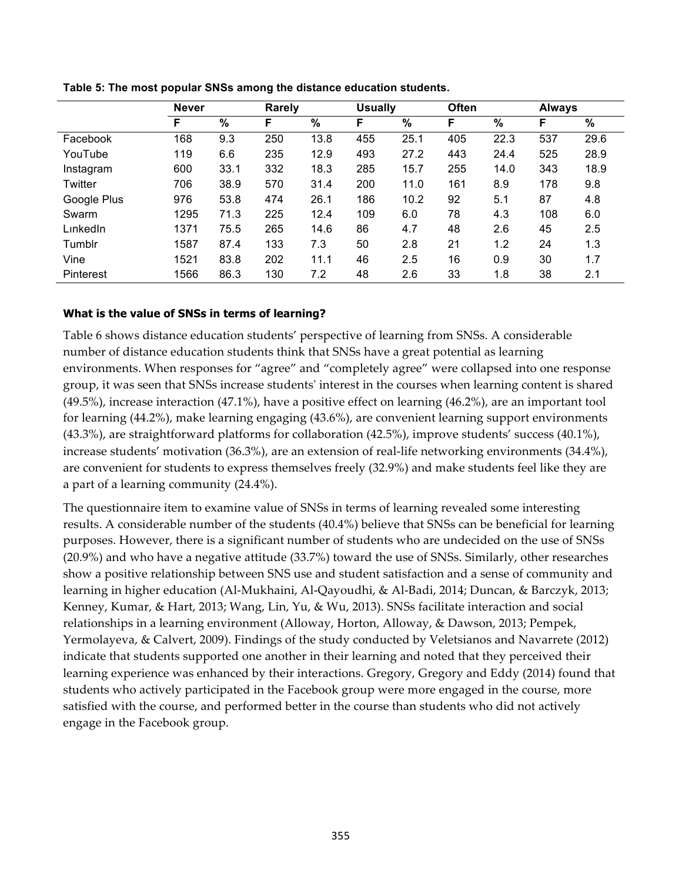**Table 5: The most popular SNSs among the distance education students.**

| | Never | | Rarely | | Usually | | Often | | Always | |
|---|---|---|---|---|---|---|---|---|---|---|
| | F | % | F | % | F | % | F | % | F | % |
| Facebook | 168 | 9.3 | 250 | 13.8 | 455 | 25.1 | 405 | 22.3 | 537 | 29.6 |
| YouTube | 119 | 6.6 | 235 | 12.9 | 493 | 27.2 | 443 | 24.4 | 525 | 28.9 |
| Instagram | 600 | 33.1 | 332 | 18.3 | 285 | 15.7 | 255 | 14.0 | 343 | 18.9 |
| Twitter | 706 | 38.9 | 570 | 31.4 | 200 | 11.0 | 161 | 8.9 | 178 | 9.8 |
| Google Plus | 976 | 53.8 | 474 | 26.1 | 186 | 10.2 | 92 | 5.1 | 87 | 4.8 |
| Swarm | 1295 | 71.3 | 225 | 12.4 | 109 | 6.0 | 78 | 4.3 | 108 | 6.0 |
| LinkedIn | 1371 | 75.5 | 265 | 14.6 | 86 | 4.7 | 48 | 2.6 | 45 | 2.5 |
| Tumblr | 1587 | 87.4 | 133 | 7.3 | 50 | 2.8 | 21 | 1.2 | 24 | 1.3 |
| Vine | 1521 | 83.8 | 202 | 11.1 | 46 | 2.5 | 16 | 0.9 | 30 | 1.7 |
| Pinterest | 1566 | 86.3 | 130 | 7.2 | 48 | 2.6 | 33 | 1.8 | 38 | 2.1 |

### What is the value of SNSs in terms of learning?

Table 6 shows distance education students' perspective of learning from SNSs. A considerable number of distance education students think that SNSs have a great potential as learning environments. When responses for "agree" and "completely agree" were collapsed into one response group, it was seen that SNSs increase students' interest in the courses when learning content is shared (49.5%), increase interaction (47.1%), have a positive effect on learning (46.2%), are an important tool for learning (44.2%), make learning engaging (43.6%), are convenient learning support environments (43.3%), are straightforward platforms for collaboration (42.5%), improve students' success (40.1%), increase students' motivation (36.3%), are an extension of real-life networking environments (34.4%), are convenient for students to express themselves freely (32.9%) and make students feel like they are a part of a learning community (24.4%).

The questionnaire item to examine value of SNSs in terms of learning revealed some interesting results. A considerable number of the students (40.4%) believe that SNSs can be beneficial for learning purposes. However, there is a significant number of students who are undecided on the use of SNSs (20.9%) and who have a negative attitude (33.7%) toward the use of SNSs. Similarly, other researches show a positive relationship between SNS use and student satisfaction and a sense of community and learning in higher education (Al-Mukhaini, Al-Qayoudhi, & Al-Badi, 2014; Duncan, & Barczyk, 2013; Kenney, Kumar, & Hart, 2013; Wang, Lin, Yu, & Wu, 2013). SNSs facilitate interaction and social relationships in a learning environment (Alloway, Horton, Alloway, & Dawson, 2013; Pempek, Yermolayeva, & Calvert, 2009). Findings of the study conducted by Veletsianos and Navarrete (2012) indicate that students supported one another in their learning and noted that they perceived their learning experience was enhanced by their interactions. Gregory, Gregory and Eddy (2014) found that students who actively participated in the Facebook group were more engaged in the course, more satisfied with the course, and performed better in the course than students who did not actively engage in the Facebook group.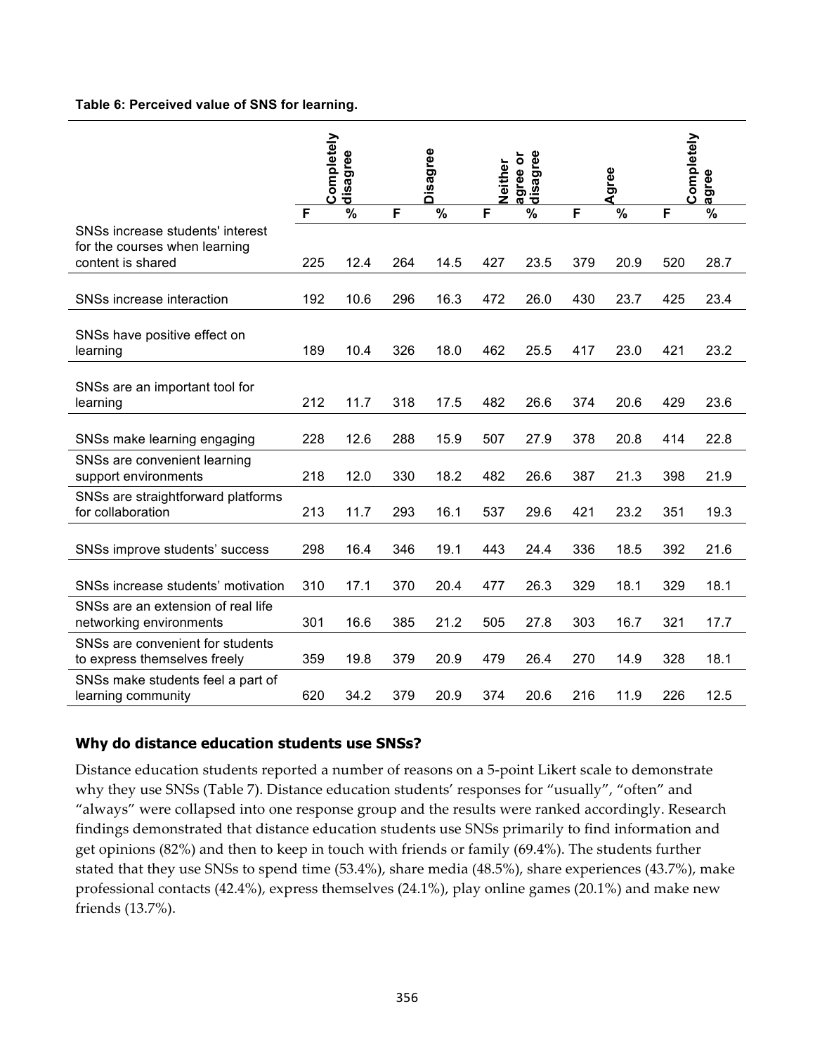**Table 6: Perceived value of SNS for learning.**

| | Completely disagree | | Disagree | | Neither agree or disagree | | Agree | | Completely agree | |
|---|---|---|---|---|---|---|---|---|---|---|
| | F | % | F | % | F | % | F | % | F | % |
| SNSs increase students' interest for the courses when learning content is shared | 225 | 12.4 | 264 | 14.5 | 427 | 23.5 | 379 | 20.9 | 520 | 28.7 |
| SNSs increase interaction | 192 | 10.6 | 296 | 16.3 | 472 | 26.0 | 430 | 23.7 | 425 | 23.4 |
| SNSs have positive effect on learning | 189 | 10.4 | 326 | 18.0 | 462 | 25.5 | 417 | 23.0 | 421 | 23.2 |
| SNSs are an important tool for learning | 212 | 11.7 | 318 | 17.5 | 482 | 26.6 | 374 | 20.6 | 429 | 23.6 |
| SNSs make learning engaging | 228 | 12.6 | 288 | 15.9 | 507 | 27.9 | 378 | 20.8 | 414 | 22.8 |
| SNSs are convenient learning support environments | 218 | 12.0 | 330 | 18.2 | 482 | 26.6 | 387 | 21.3 | 398 | 21.9 |
| SNSs are straightforward platforms for collaboration | 213 | 11.7 | 293 | 16.1 | 537 | 29.6 | 421 | 23.2 | 351 | 19.3 |
| SNSs improve students' success | 298 | 16.4 | 346 | 19.1 | 443 | 24.4 | 336 | 18.5 | 392 | 21.6 |
| SNSs increase students' motivation | 310 | 17.1 | 370 | 20.4 | 477 | 26.3 | 329 | 18.1 | 329 | 18.1 |
| SNSs are an extension of real life networking environments | 301 | 16.6 | 385 | 21.2 | 505 | 27.8 | 303 | 16.7 | 321 | 17.7 |
| SNSs are convenient for students to express themselves freely | 359 | 19.8 | 379 | 20.9 | 479 | 26.4 | 270 | 14.9 | 328 | 18.1 |
| SNSs make students feel a part of learning community | 620 | 34.2 | 379 | 20.9 | 374 | 20.6 | 216 | 11.9 | 226 | 12.5 |

## Why do distance education students use SNSs?

Distance education students reported a number of reasons on a 5-point Likert scale to demonstrate why they use SNSs (Table 7). Distance education students' responses for "usually", "often" and "always" were collapsed into one response group and the results were ranked accordingly. Research findings demonstrated that distance education students use SNSs primarily to find information and get opinions (82%) and then to keep in touch with friends or family (69.4%). The students further stated that they use SNSs to spend time (53.4%), share media (48.5%), share experiences (43.7%), make professional contacts (42.4%), express themselves (24.1%), play online games (20.1%) and make new friends (13.7%).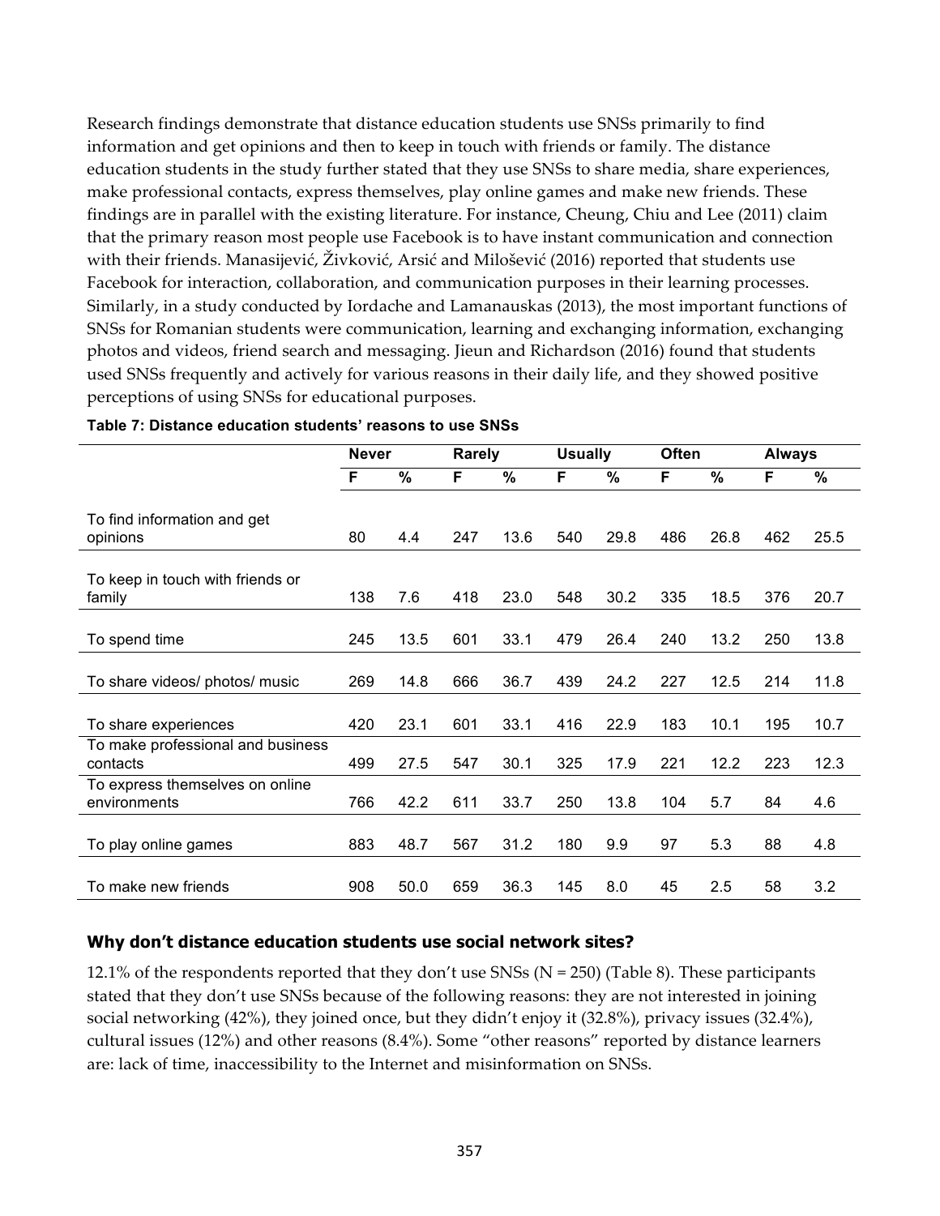Research findings demonstrate that distance education students use SNSs primarily to find information and get opinions and then to keep in touch with friends or family. The distance education students in the study further stated that they use SNSs to share media, share experiences, make professional contacts, express themselves, play online games and make new friends. These findings are in parallel with the existing literature. For instance, Cheung, Chiu and Lee (2011) claim that the primary reason most people use Facebook is to have instant communication and connection with their friends. Manasijević, Živković, Arsić and Milošević (2016) reported that students use Facebook for interaction, collaboration, and communication purposes in their learning processes. Similarly, in a study conducted by Iordache and Lamanauskas (2013), the most important functions of SNSs for Romanian students were communication, learning and exchanging information, exchanging photos and videos, friend search and messaging. Jieun and Richardson (2016) found that students used SNSs frequently and actively for various reasons in their daily life, and they showed positive perceptions of using SNSs for educational purposes.

**Table 7: Distance education students' reasons to use SNSs**

| | Never | | Rarely | | Usually | | Often | | Always | |
|---|---|---|---|---|---|---|---|---|---|---|
| | F | % | F | % | F | % | F | % | F | % |
| To find information and get opinions | 80 | 4.4 | 247 | 13.6 | 540 | 29.8 | 486 | 26.8 | 462 | 25.5 |
| To keep in touch with friends or family | 138 | 7.6 | 418 | 23.0 | 548 | 30.2 | 335 | 18.5 | 376 | 20.7 |
| To spend time | 245 | 13.5 | 601 | 33.1 | 479 | 26.4 | 240 | 13.2 | 250 | 13.8 |
| To share videos/ photos/ music | 269 | 14.8 | 666 | 36.7 | 439 | 24.2 | 227 | 12.5 | 214 | 11.8 |
| To share experiences | 420 | 23.1 | 601 | 33.1 | 416 | 22.9 | 183 | 10.1 | 195 | 10.7 |
| To make professional and business contacts | 499 | 27.5 | 547 | 30.1 | 325 | 17.9 | 221 | 12.2 | 223 | 12.3 |
| To express themselves on online environments | 766 | 42.2 | 611 | 33.7 | 250 | 13.8 | 104 | 5.7 | 84 | 4.6 |
| To play online games | 883 | 48.7 | 567 | 31.2 | 180 | 9.9 | 97 | 5.3 | 88 | 4.8 |
| To make new friends | 908 | 50.0 | 659 | 36.3 | 145 | 8.0 | 45 | 2.5 | 58 | 3.2 |

### Why don't distance education students use social network sites?

12.1% of the respondents reported that they don't use SNSs (N = 250) (Table 8). These participants stated that they don't use SNSs because of the following reasons: they are not interested in joining social networking (42%), they joined once, but they didn't enjoy it (32.8%), privacy issues (32.4%), cultural issues (12%) and other reasons (8.4%). Some "other reasons" reported by distance learners are: lack of time, inaccessibility to the Internet and misinformation on SNSs.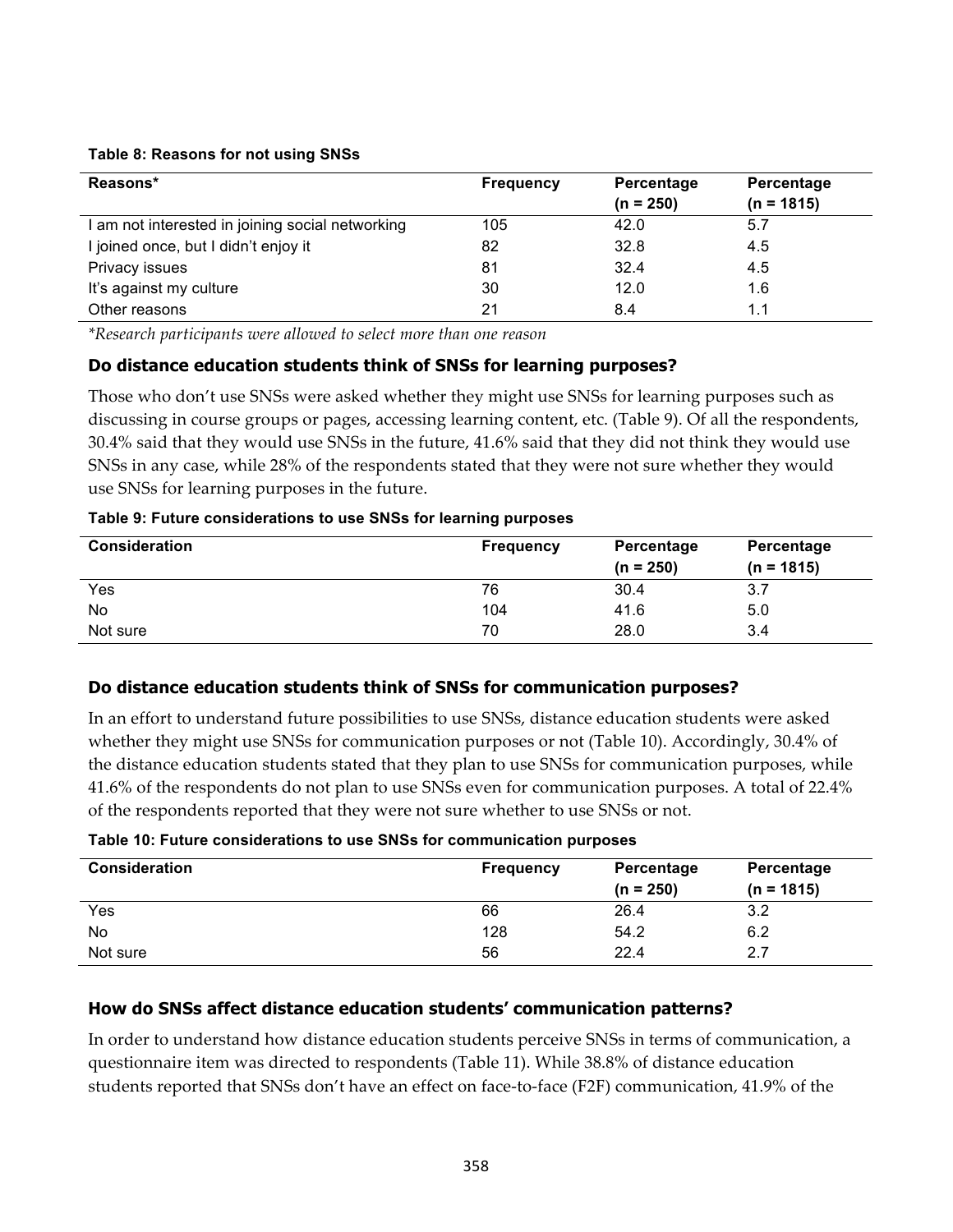**Table 8: Reasons for not using SNSs**

| Reasons* | Frequency | Percentage (n = 250) | Percentage (n = 1815) |
|---|---|---|---|
| I am not interested in joining social networking | 105 | 42.0 | 5.7 |
| I joined once, but I didn't enjoy it | 82 | 32.8 | 4.5 |
| Privacy issues | 81 | 32.4 | 4.5 |
| It's against my culture | 30 | 12.0 | 1.6 |
| Other reasons | 21 | 8.4 | 1.1 |

*\*Research participants were allowed to select more than one reason*

### Do distance education students think of SNSs for learning purposes?

Those who don't use SNSs were asked whether they might use SNSs for learning purposes such as discussing in course groups or pages, accessing learning content, etc. (Table 9). Of all the respondents, 30.4% said that they would use SNSs in the future, 41.6% said that they did not think they would use SNSs in any case, while 28% of the respondents stated that they were not sure whether they would use SNSs for learning purposes in the future.

**Table 9: Future considerations to use SNSs for learning purposes**

| Consideration | Frequency | Percentage (n = 250) | Percentage (n = 1815) |
|---|---|---|---|
| Yes | 76 | 30.4 | 3.7 |
| No | 104 | 41.6 | 5.0 |
| Not sure | 70 | 28.0 | 3.4 |

### Do distance education students think of SNSs for communication purposes?

In an effort to understand future possibilities to use SNSs, distance education students were asked whether they might use SNSs for communication purposes or not (Table 10). Accordingly, 30.4% of the distance education students stated that they plan to use SNSs for communication purposes, while 41.6% of the respondents do not plan to use SNSs even for communication purposes. A total of 22.4% of the respondents reported that they were not sure whether to use SNSs or not.

**Table 10: Future considerations to use SNSs for communication purposes**

| Consideration | Frequency | Percentage (n = 250) | Percentage (n = 1815) |
|---|---|---|---|
| Yes | 66 | 26.4 | 3.2 |
| No | 128 | 54.2 | 6.2 |
| Not sure | 56 | 22.4 | 2.7 |

### How do SNSs affect distance education students' communication patterns?

In order to understand how distance education students perceive SNSs in terms of communication, a questionnaire item was directed to respondents (Table 11). While 38.8% of distance education students reported that SNSs don't have an effect on face-to-face (F2F) communication, 41.9% of the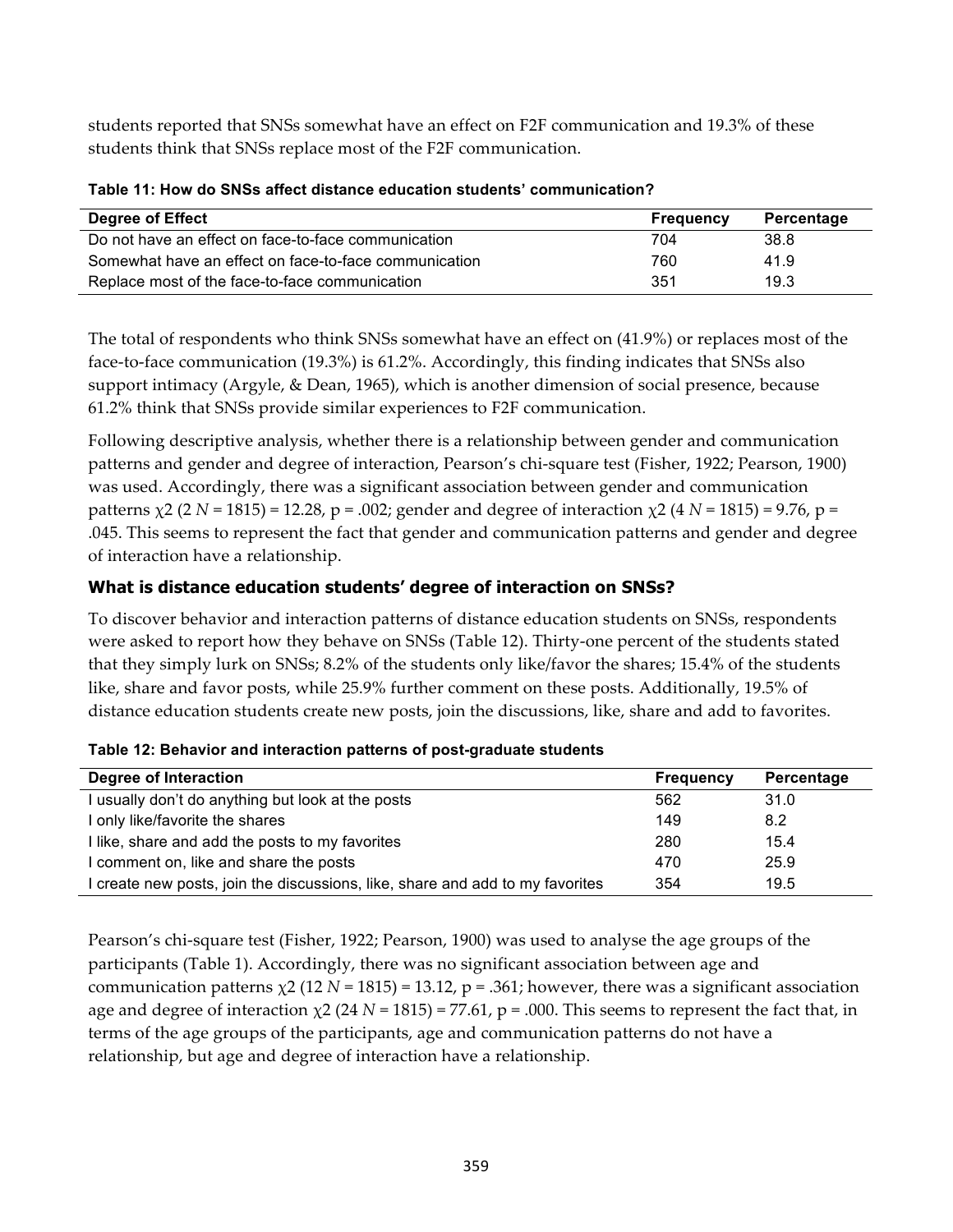students reported that SNSs somewhat have an effect on F2F communication and 19.3% of these students think that SNSs replace most of the F2F communication.

**Table 11: How do SNSs affect distance education students' communication?**

| Degree of Effect | Frequency | Percentage |
|---|---|---|
| Do not have an effect on face-to-face communication | 704 | 38.8 |
| Somewhat have an effect on face-to-face communication | 760 | 41.9 |
| Replace most of the face-to-face communication | 351 | 19.3 |

The total of respondents who think SNSs somewhat have an effect on (41.9%) or replaces most of the face-to-face communication (19.3%) is 61.2%. Accordingly, this finding indicates that SNSs also support intimacy (Argyle, & Dean, 1965), which is another dimension of social presence, because 61.2% think that SNSs provide similar experiences to F2F communication.

Following descriptive analysis, whether there is a relationship between gender and communication patterns and gender and degree of interaction, Pearson's chi-square test (Fisher, 1922; Pearson, 1900) was used. Accordingly, there was a significant association between gender and communication patterns $\chi 2$ (2 *N* = 1815) = 12.28, p = .002; gender and degree of interaction $\chi 2$ (4 *N* = 1815) = 9.76, p = .045. This seems to represent the fact that gender and communication patterns and gender and degree of interaction have a relationship.

### What is distance education students' degree of interaction on SNSs?

To discover behavior and interaction patterns of distance education students on SNSs, respondents were asked to report how they behave on SNSs (Table 12). Thirty-one percent of the students stated that they simply lurk on SNSs; 8.2% of the students only like/favor the shares; 15.4% of the students like, share and favor posts, while 25.9% further comment on these posts. Additionally, 19.5% of distance education students create new posts, join the discussions, like, share and add to favorites.

**Table 12: Behavior and interaction patterns of post-graduate students**

| Degree of Interaction | Frequency | Percentage |
|---|---|---|
| I usually don't do anything but look at the posts | 562 | 31.0 |
| I only like/favorite the shares | 149 | 8.2 |
| I like, share and add the posts to my favorites | 280 | 15.4 |
| I comment on, like and share the posts | 470 | 25.9 |
| I create new posts, join the discussions, like, share and add to my favorites | 354 | 19.5 |

Pearson's chi-square test (Fisher, 1922; Pearson, 1900) was used to analyse the age groups of the participants (Table 1). Accordingly, there was no significant association between age and communication patterns $\chi 2$ (12 *N* = 1815) = 13.12, p = .361; however, there was a significant association age and degree of interaction $\chi 2$ (24 *N* = 1815) = 77.61, p = .000. This seems to represent the fact that, in terms of the age groups of the participants, age and communication patterns do not have a relationship, but age and degree of interaction have a relationship.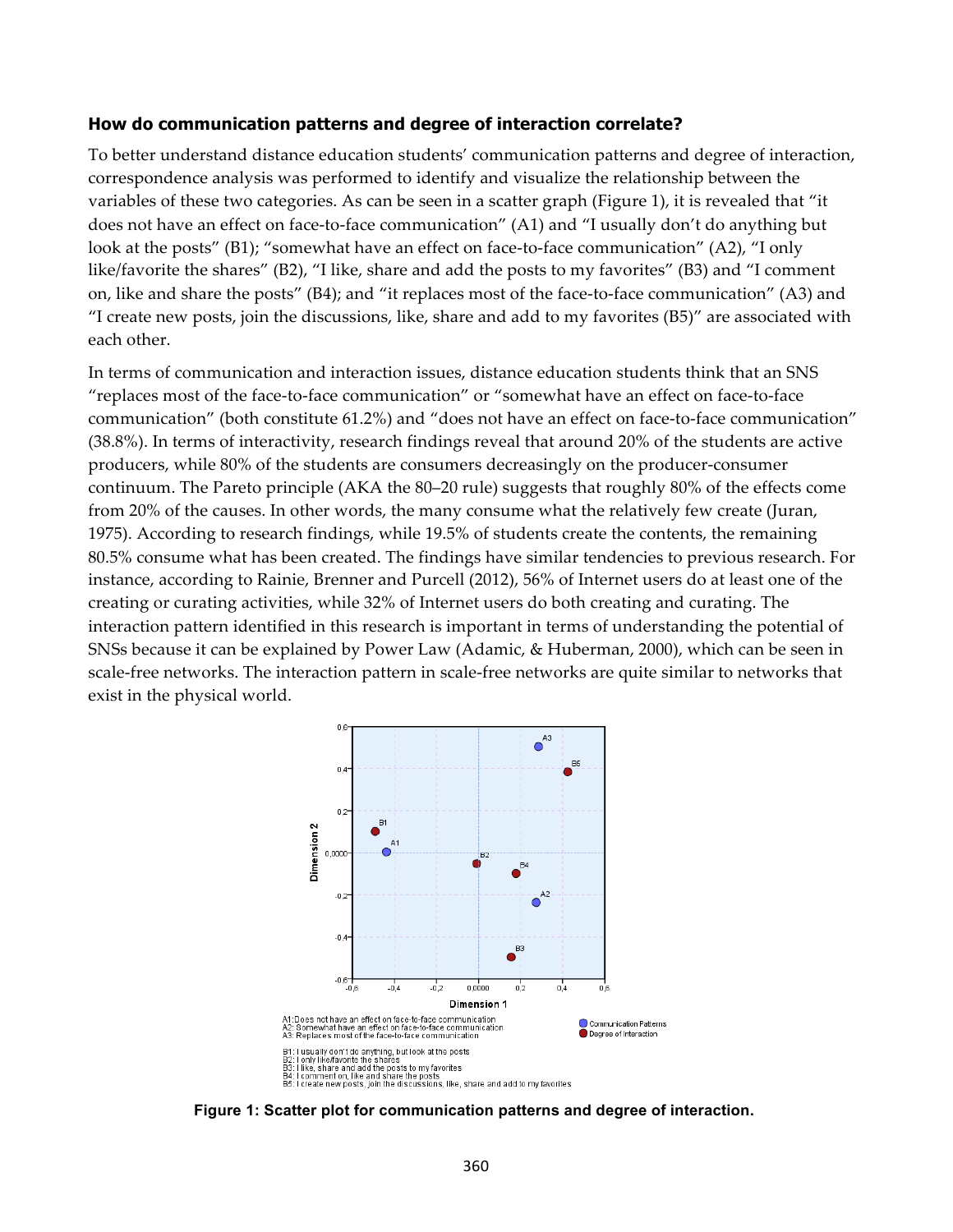### How do communication patterns and degree of interaction correlate?

To better understand distance education students' communication patterns and degree of interaction, correspondence analysis was performed to identify and visualize the relationship between the variables of these two categories. As can be seen in a scatter graph (Figure 1), it is revealed that "it does not have an effect on face-to-face communication" (A1) and "I usually don't do anything but look at the posts" (B1); "somewhat have an effect on face-to-face communication" (A2), "I only like/favorite the shares" (B2), "I like, share and add the posts to my favorites" (B3) and "I comment on, like and share the posts" (B4); and "it replaces most of the face-to-face communication" (A3) and "I create new posts, join the discussions, like, share and add to my favorites (B5)" are associated with each other.

In terms of communication and interaction issues, distance education students think that an SNS "replaces most of the face-to-face communication" or "somewhat have an effect on face-to-face communication" (both constitute 61.2%) and "does not have an effect on face-to-face communication" (38.8%). In terms of interactivity, research findings reveal that around 20% of the students are active producers, while 80% of the students are consumers decreasingly on the producer-consumer continuum. The Pareto principle (AKA the 80–20 rule) suggests that roughly 80% of the effects come from 20% of the causes. In other words, the many consume what the relatively few create (Juran, 1975). According to research findings, while 19.5% of students create the contents, the remaining 80.5% consume what has been created. The findings have similar tendencies to previous research. For instance, according to Rainie, Brenner and Purcell (2012), 56% of Internet users do at least one of the creating or curating activities, while 32% of Internet users do both creating and curating. The interaction pattern identified in this research is important in terms of understanding the potential of SNSs because it can be explained by Power Law (Adamic, & Huberman, 2000), which can be seen in scale-free networks. The interaction pattern in scale-free networks are quite similar to networks that exist in the physical world.

A1: Does not have an effect on face-to-face communication
A2: Somewhat have an effect on face-to-face communication
A3: Replaces most of the face-to-face communication

B1: I usually don't do anything, but look at the posts
B2: I only like/favorite the shares
B3: I like, share and add the posts to my favorites
B4: I comment on, like and share the posts
B5: I create new posts, join the discussions, like, share and add to my favorites

**Figure 1: Scatter plot for communication patterns and degree of interaction.**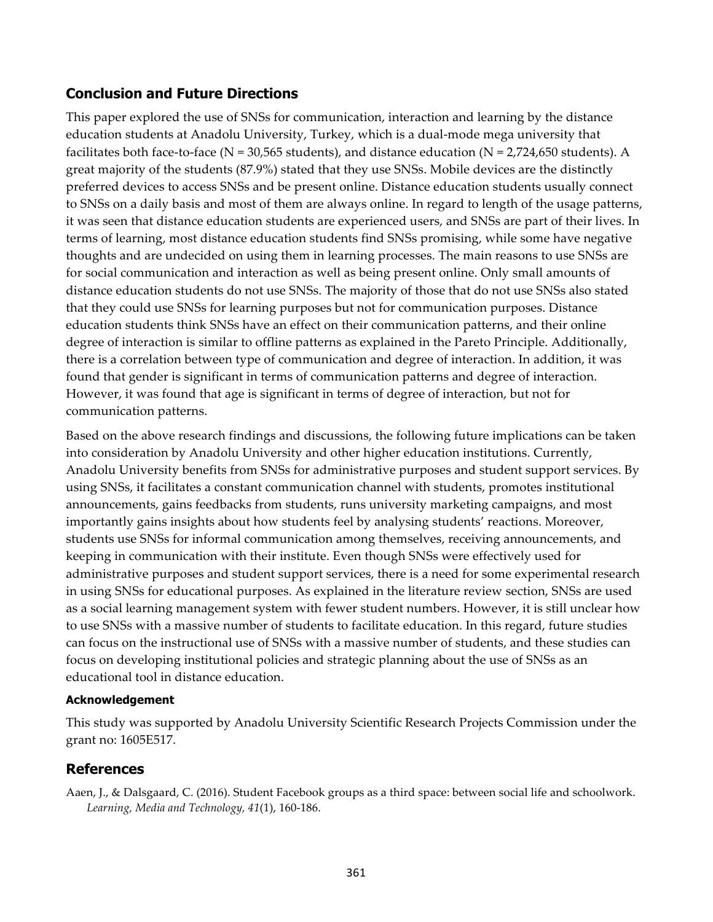## Conclusion and Future Directions

This paper explored the use of SNSs for communication, interaction and learning by the distance education students at Anadolu University, Turkey, which is a dual-mode mega university that facilitates both face-to-face (N = 30,565 students), and distance education (N = 2,724,650 students). A great majority of the students (87.9%) stated that they use SNSs. Mobile devices are the distinctly preferred devices to access SNSs and be present online. Distance education students usually connect to SNSs on a daily basis and most of them are always online. In regard to length of the usage patterns, it was seen that distance education students are experienced users, and SNSs are part of their lives. In terms of learning, most distance education students find SNSs promising, while some have negative thoughts and are undecided on using them in learning processes. The main reasons to use SNSs are for social communication and interaction as well as being present online. Only small amounts of distance education students do not use SNSs. The majority of those that do not use SNSs also stated that they could use SNSs for learning purposes but not for communication purposes. Distance education students think SNSs have an effect on their communication patterns, and their online degree of interaction is similar to offline patterns as explained in the Pareto Principle. Additionally, there is a correlation between type of communication and degree of interaction. In addition, it was found that gender is significant in terms of communication patterns and degree of interaction. However, it was found that age is significant in terms of degree of interaction, but not for communication patterns.

Based on the above research findings and discussions, the following future implications can be taken into consideration by Anadolu University and other higher education institutions. Currently, Anadolu University benefits from SNSs for administrative purposes and student support services. By using SNSs, it facilitates a constant communication channel with students, promotes institutional announcements, gains feedbacks from students, runs university marketing campaigns, and most importantly gains insights about how students feel by analysing students' reactions. Moreover, students use SNSs for informal communication among themselves, receiving announcements, and keeping in communication with their institute. Even though SNSs were effectively used for administrative purposes and student support services, there is a need for some experimental research in using SNSs for educational purposes. As explained in the literature review section, SNSs are used as a social learning management system with fewer student numbers. However, it is still unclear how to use SNSs with a massive number of students to facilitate education. In this regard, future studies can focus on the instructional use of SNSs with a massive number of students, and these studies can focus on developing institutional policies and strategic planning about the use of SNSs as an educational tool in distance education.

#### Acknowledgement

This study was supported by Anadolu University Scientific Research Projects Commission under the grant no: 1605E517.

## References

Aaen, J., & Dalsgaard, C. (2016). Student Facebook groups as a third space: between social life and schoolwork. *Learning, Media and Technology, 41*(1), 160-186.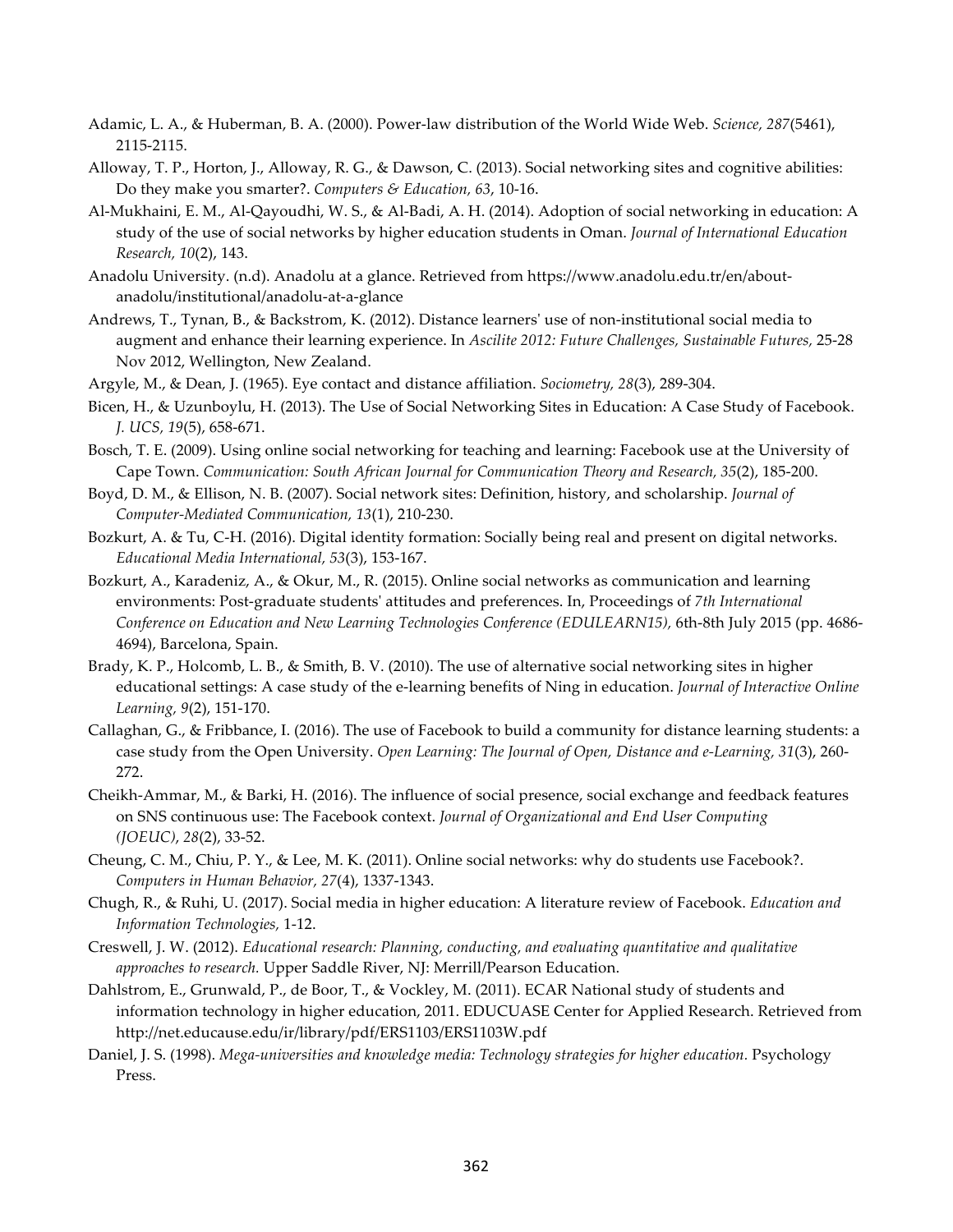Adamic, L. A., & Huberman, B. A. (2000). Power-law distribution of the World Wide Web. *Science, 287*(5461), 2115-2115.

Alloway, T. P., Horton, J., Alloway, R. G., & Dawson, C. (2013). Social networking sites and cognitive abilities: Do they make you smarter?. *Computers & Education, 63*, 10-16.

Al-Mukhaini, E. M., Al-Qayoudhi, W. S., & Al-Badi, A. H. (2014). Adoption of social networking in education: A study of the use of social networks by higher education students in Oman. *Journal of International Education Research, 10*(2), 143.

Anadolu University. (n.d). Anadolu at a glance. Retrieved from https://www.anadolu.edu.tr/en/about-anadolu/institutional/anadolu-at-a-glance

Andrews, T., Tynan, B., & Backstrom, K. (2012). Distance learners' use of non-institutional social media to augment and enhance their learning experience. In *Ascilite 2012: Future Challenges, Sustainable Futures,* 25-28 Nov 2012, Wellington, New Zealand.

Argyle, M., & Dean, J. (1965). Eye contact and distance affiliation. *Sociometry, 28*(3), 289-304.

Bicen, H., & Uzunboylu, H. (2013). The Use of Social Networking Sites in Education: A Case Study of Facebook. *J. UCS, 19*(5), 658-671.

Bosch, T. E. (2009). Using online social networking for teaching and learning: Facebook use at the University of Cape Town. *Communication: South African Journal for Communication Theory and Research, 35*(2), 185-200.

Boyd, D. M., & Ellison, N. B. (2007). Social network sites: Definition, history, and scholarship. *Journal of Computer-Mediated Communication, 13*(1), 210-230.

Bozkurt, A. & Tu, C-H. (2016). Digital identity formation: Socially being real and present on digital networks. *Educational Media International, 53*(3), 153-167.

Bozkurt, A., Karadeniz, A., & Okur, M., R. (2015). Online social networks as communication and learning environments: Post-graduate students' attitudes and preferences. In, Proceedings of *7th International Conference on Education and New Learning Technologies Conference (EDULEARN15),* 6th-8th July 2015 (pp. 4686-4694), Barcelona, Spain.

Brady, K. P., Holcomb, L. B., & Smith, B. V. (2010). The use of alternative social networking sites in higher educational settings: A case study of the e-learning benefits of Ning in education. *Journal of Interactive Online Learning, 9*(2), 151-170.

Callaghan, G., & Fribbance, I. (2016). The use of Facebook to build a community for distance learning students: a case study from the Open University. *Open Learning: The Journal of Open, Distance and e-Learning, 31*(3), 260-272.

Cheikh-Ammar, M., & Barki, H. (2016). The influence of social presence, social exchange and feedback features on SNS continuous use: The Facebook context. *Journal of Organizational and End User Computing (JOEUC)*, *28*(2), 33-52.

Cheung, C. M., Chiu, P. Y., & Lee, M. K. (2011). Online social networks: why do students use Facebook?. *Computers in Human Behavior, 27*(4), 1337-1343.

Chugh, R., & Ruhi, U. (2017). Social media in higher education: A literature review of Facebook. *Education and Information Technologies,* 1-12.

Creswell, J. W. (2012). *Educational research: Planning, conducting, and evaluating quantitative and qualitative approaches to research.* Upper Saddle River, NJ: Merrill/Pearson Education.

Dahlstrom, E., Grunwald, P., de Boor, T., & Vockley, M. (2011). ECAR National study of students and information technology in higher education, 2011. EDUCUASE Center for Applied Research. Retrieved from http://net.educause.edu/ir/library/pdf/ERS1103/ERS1103W.pdf

Daniel, J. S. (1998). *Mega-universities and knowledge media: Technology strategies for higher education.* Psychology Press.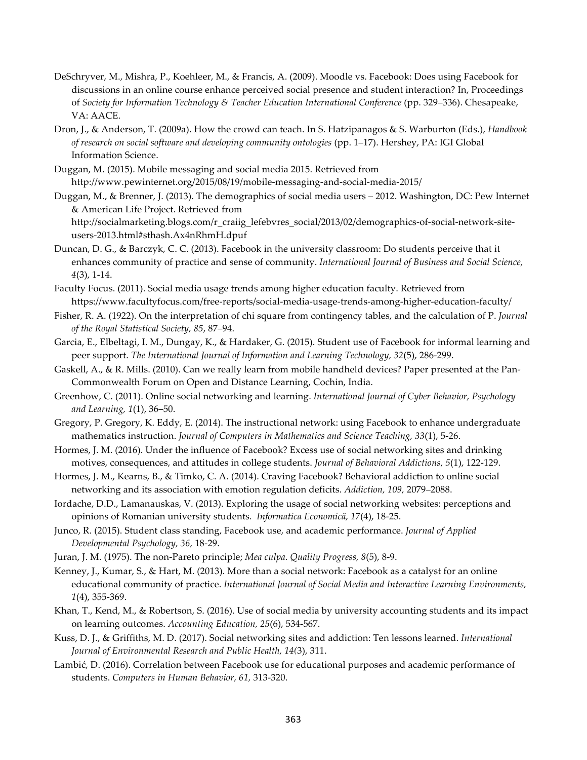DeSchryver, M., Mishra, P., Koehleer, M., & Francis, A. (2009). Moodle vs. Facebook: Does using Facebook for discussions in an online course enhance perceived social presence and student interaction? In, Proceedings of *Society for Information Technology & Teacher Education International Conference* (pp. 329–336). Chesapeake, VA: AACE.

Dron, J., & Anderson, T. (2009a). How the crowd can teach. In S. Hatzipanagos & S. Warburton (Eds.), *Handbook of research on social software and developing community ontologies* (pp. 1–17). Hershey, PA: IGI Global Information Science.

Duggan, M. (2015). Mobile messaging and social media 2015. Retrieved from http://www.pewinternet.org/2015/08/19/mobile-messaging-and-social-media-2015/

Duggan, M., & Brenner, J. (2013). The demographics of social media users – 2012. Washington, DC: Pew Internet & American Life Project. Retrieved from http://socialmarketing.blogs.com/r_craiig_lefebvres_social/2013/02/demographics-of-social-network-site-users-2013.html#sthash.Ax4nRhmH.dpuf

Duncan, D. G., & Barczyk, C. C. (2013). Facebook in the university classroom: Do students perceive that it enhances community of practice and sense of community. *International Journal of Business and Social Science, 4*(3), 1-14.

Faculty Focus. (2011). Social media usage trends among higher education faculty. Retrieved from https://www.facultyfocus.com/free-reports/social-media-usage-trends-among-higher-education-faculty/

Fisher, R. A. (1922). On the interpretation of chi square from contingency tables, and the calculation of P. *Journal of the Royal Statistical Society, 85*, 87–94.

Garcia, E., Elbeltagi, I. M., Dungay, K., & Hardaker, G. (2015). Student use of Facebook for informal learning and peer support. *The International Journal of Information and Learning Technology, 32*(5), 286-299.

Gaskell, A., & R. Mills. (2010). Can we really learn from mobile handheld devices? Paper presented at the Pan-Commonwealth Forum on Open and Distance Learning, Cochin, India.

Greenhow, C. (2011). Online social networking and learning. *International Journal of Cyber Behavior, Psychology and Learning, 1*(1), 36–50.

Gregory, P. Gregory, K. Eddy, E. (2014). The instructional network: using Facebook to enhance undergraduate mathematics instruction. *Journal of Computers in Mathematics and Science Teaching, 33*(1), 5-26.

Hormes, J. M. (2016). Under the influence of Facebook? Excess use of social networking sites and drinking motives, consequences, and attitudes in college students. *Journal of Behavioral Addictions, 5*(1), 122-129.

Hormes, J. M., Kearns, B., & Timko, C. A. (2014). Craving Facebook? Behavioral addiction to online social networking and its association with emotion regulation deficits. *Addiction, 109,* 2079–2088.

Iordache, D.D., Lamanauskas, V. (2013). Exploring the usage of social networking websites: perceptions and opinions of Romanian university students. *Informatica Economică, 17*(4), 18-25.

Junco, R. (2015). Student class standing, Facebook use, and academic performance. *Journal of Applied Developmental Psychology, 36,* 18-29.

Juran, J. M. (1975). The non-Pareto principle; *Mea culpa*. *Quality Progress, 8*(5), 8-9.

Kenney, J., Kumar, S., & Hart, M. (2013). More than a social network: Facebook as a catalyst for an online educational community of practice. *International Journal of Social Media and Interactive Learning Environments, 1*(4), 355-369.

Khan, T., Kend, M., & Robertson, S. (2016). Use of social media by university accounting students and its impact on learning outcomes. *Accounting Education, 25*(6), 534-567.

Kuss, D. J., & Griffiths, M. D. (2017). Social networking sites and addiction: Ten lessons learned. *International Journal of Environmental Research and Public Health, 14(*3), 311.

Lambić, D. (2016). Correlation between Facebook use for educational purposes and academic performance of students. *Computers in Human Behavior, 61,* 313-320.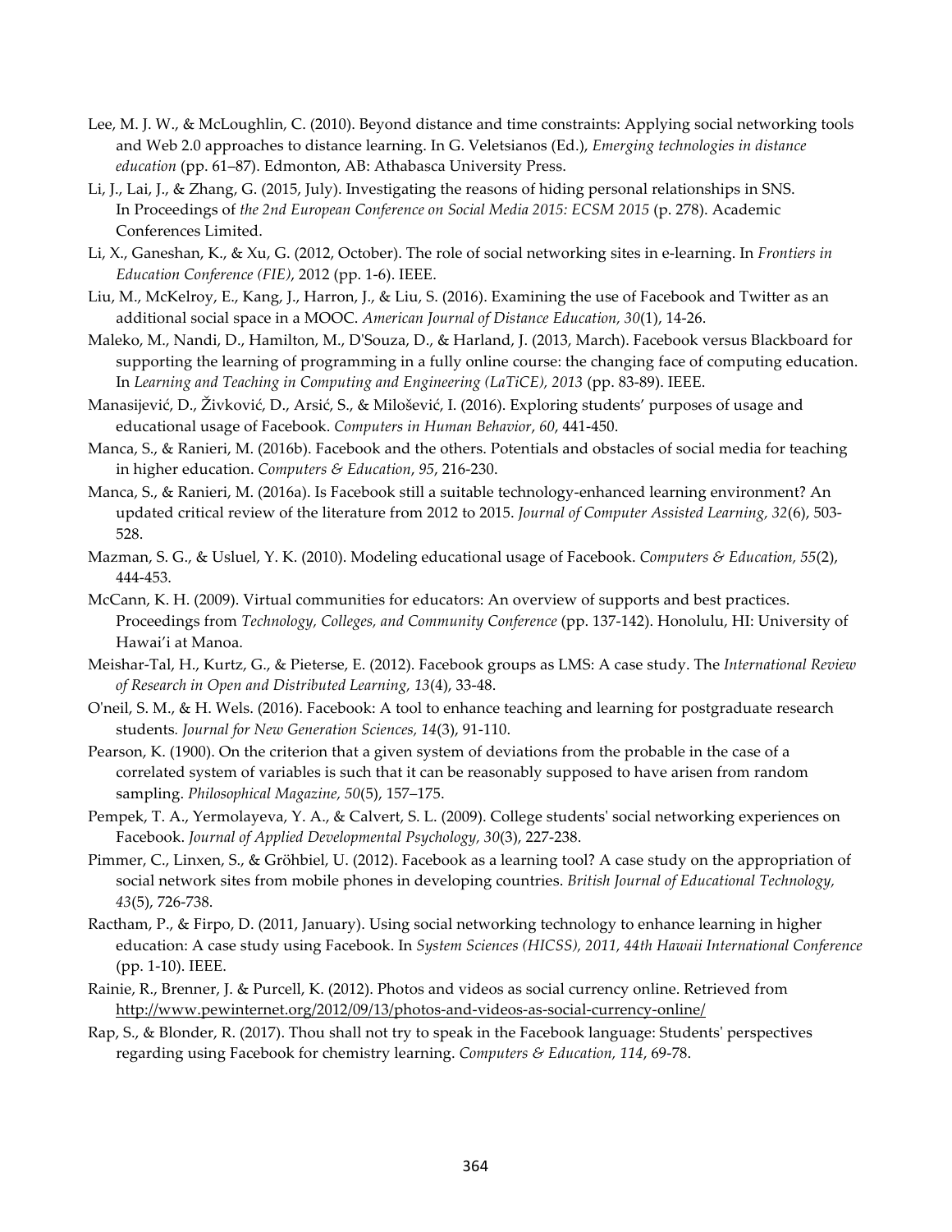Lee, M. J. W., & McLoughlin, C. (2010). Beyond distance and time constraints: Applying social networking tools and Web 2.0 approaches to distance learning. In G. Veletsianos (Ed.), *Emerging technologies in distance education* (pp. 61–87). Edmonton, AB: Athabasca University Press.

Li, J., Lai, J., & Zhang, G. (2015, July). Investigating the reasons of hiding personal relationships in SNS. In Proceedings of *the 2nd European Conference on Social Media 2015: ECSM 2015* (p. 278). Academic Conferences Limited.

Li, X., Ganeshan, K., & Xu, G. (2012, October). The role of social networking sites in e-learning. In *Frontiers in Education Conference (FIE)*, 2012 (pp. 1-6). IEEE.

Liu, M., McKelroy, E., Kang, J., Harron, J., & Liu, S. (2016). Examining the use of Facebook and Twitter as an additional social space in a MOOC. *American Journal of Distance Education, 30*(1), 14-26.

Maleko, M., Nandi, D., Hamilton, M., D'Souza, D., & Harland, J. (2013, March). Facebook versus Blackboard for supporting the learning of programming in a fully online course: the changing face of computing education. In *Learning and Teaching in Computing and Engineering (LaTiCE), 2013* (pp. 83-89). IEEE.

Manasijević, D., Živković, D., Arsić, S., & Milošević, I. (2016). Exploring students' purposes of usage and educational usage of Facebook. *Computers in Human Behavior*, *60*, 441-450.

Manca, S., & Ranieri, M. (2016b). Facebook and the others. Potentials and obstacles of social media for teaching in higher education. *Computers & Education*, *95*, 216-230.

Manca, S., & Ranieri, M. (2016a). Is Facebook still a suitable technology-enhanced learning environment? An updated critical review of the literature from 2012 to 2015. *Journal of Computer Assisted Learning, 32*(6), 503-528.

Mazman, S. G., & Usluel, Y. K. (2010). Modeling educational usage of Facebook. *Computers & Education, 55*(2), 444-453.

McCann, K. H. (2009). Virtual communities for educators: An overview of supports and best practices. Proceedings from *Technology, Colleges, and Community Conference* (pp. 137-142). Honolulu, HI: University of Hawai'i at Manoa.

Meishar-Tal, H., Kurtz, G., & Pieterse, E. (2012). Facebook groups as LMS: A case study. The *International Review of Research in Open and Distributed Learning, 13*(4), 33-48.

O'neil, S. M., & H. Wels. (2016). Facebook: A tool to enhance teaching and learning for postgraduate research students. *Journal for New Generation Sciences, 14*(3), 91-110.

Pearson, K. (1900). On the criterion that a given system of deviations from the probable in the case of a correlated system of variables is such that it can be reasonably supposed to have arisen from random sampling. *Philosophical Magazine, 50*(5), 157–175.

Pempek, T. A., Yermolayeva, Y. A., & Calvert, S. L. (2009). College students' social networking experiences on Facebook. *Journal of Applied Developmental Psychology, 30*(3), 227-238.

Pimmer, C., Linxen, S., & Gröhbiel, U. (2012). Facebook as a learning tool? A case study on the appropriation of social network sites from mobile phones in developing countries. *British Journal of Educational Technology, 43*(5), 726-738.

Ractham, P., & Firpo, D. (2011, January). Using social networking technology to enhance learning in higher education: A case study using Facebook. In *System Sciences (HICSS), 2011, 44th Hawaii International Conference* (pp. 1-10). IEEE.

Rainie, R., Brenner, J. & Purcell, K. (2012). Photos and videos as social currency online. Retrieved from http://www.pewinternet.org/2012/09/13/photos-and-videos-as-social-currency-online/

Rap, S., & Blonder, R. (2017). Thou shall not try to speak in the Facebook language: Students' perspectives regarding using Facebook for chemistry learning. *Computers & Education, 114*, 69-78.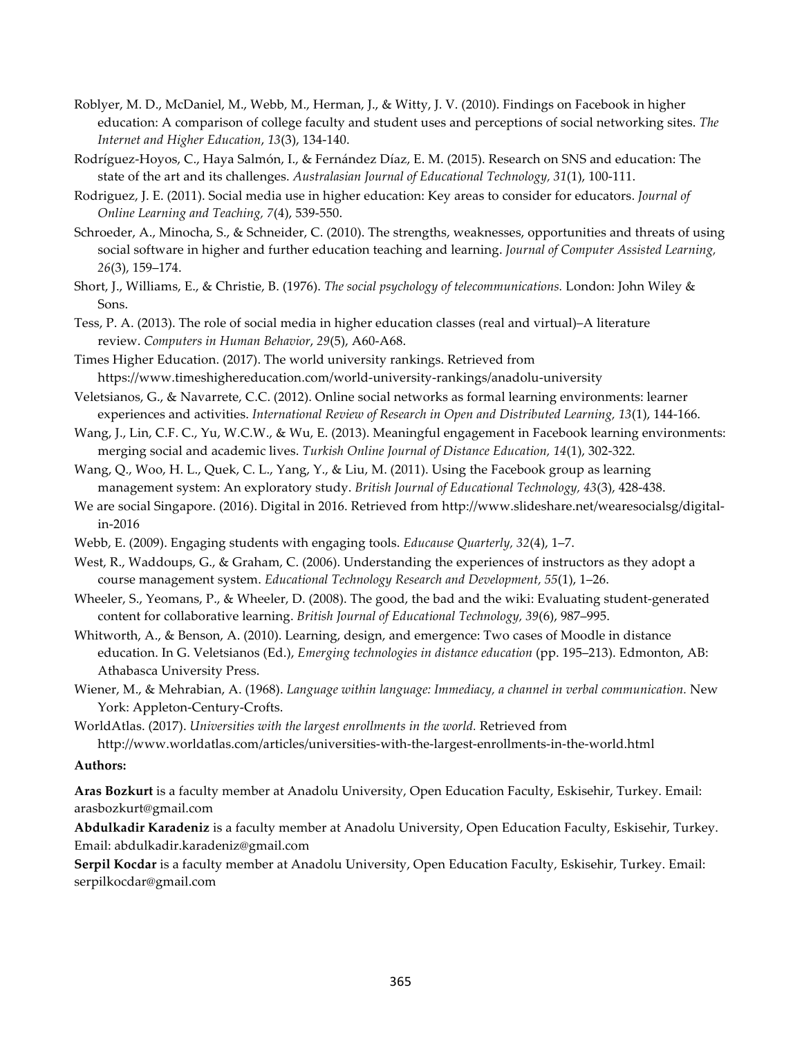Roblyer, M. D., McDaniel, M., Webb, M., Herman, J., & Witty, J. V. (2010). Findings on Facebook in higher education: A comparison of college faculty and student uses and perceptions of social networking sites. *The Internet and Higher Education*, *13*(3), 134-140.

Rodríguez-Hoyos, C., Haya Salmón, I., & Fernández Díaz, E. M. (2015). Research on SNS and education: The state of the art and its challenges. *Australasian Journal of Educational Technology, 31*(1), 100-111.

Rodriguez, J. E. (2011). Social media use in higher education: Key areas to consider for educators. *Journal of Online Learning and Teaching, 7*(4), 539-550.

Schroeder, A., Minocha, S., & Schneider, C. (2010). The strengths, weaknesses, opportunities and threats of using social software in higher and further education teaching and learning. *Journal of Computer Assisted Learning, 26*(3), 159–174.

Short, J., Williams, E., & Christie, B. (1976). *The social psychology of telecommunications.* London: John Wiley & Sons.

Tess, P. A. (2013). The role of social media in higher education classes (real and virtual)–A literature review. *Computers in Human Behavior*, *29*(5), A60-A68.

Times Higher Education. (2017). The world university rankings. Retrieved from https://www.timeshighereducation.com/world-university-rankings/anadolu-university

Veletsianos, G., & Navarrete, C.C. (2012). Online social networks as formal learning environments: learner experiences and activities. *International Review of Research in Open and Distributed Learning, 13*(1), 144-166.

Wang, J., Lin, C.F. C., Yu, W.C.W., & Wu, E. (2013). Meaningful engagement in Facebook learning environments: merging social and academic lives. *Turkish Online Journal of Distance Education, 14*(1), 302-322.

Wang, Q., Woo, H. L., Quek, C. L., Yang, Y., & Liu, M. (2011). Using the Facebook group as learning management system: An exploratory study. *British Journal of Educational Technology, 43*(3), 428-438.

We are social Singapore. (2016). Digital in 2016. Retrieved from http://www.slideshare.net/wearesocialsg/digital-in-2016

Webb, E. (2009). Engaging students with engaging tools. *Educause Quarterly, 32*(4), 1–7.

West, R., Waddoups, G., & Graham, C. (2006). Understanding the experiences of instructors as they adopt a course management system. *Educational Technology Research and Development, 55*(1), 1–26.

Wheeler, S., Yeomans, P., & Wheeler, D. (2008). The good, the bad and the wiki: Evaluating student-generated content for collaborative learning. *British Journal of Educational Technology, 39*(6), 987–995.

Whitworth, A., & Benson, A. (2010). Learning, design, and emergence: Two cases of Moodle in distance education. In G. Veletsianos (Ed.), *Emerging technologies in distance education* (pp. 195–213). Edmonton, AB: Athabasca University Press.

Wiener, M., & Mehrabian, A. (1968). *Language within language: Immediacy, a channel in verbal communication.* New York: Appleton-Century-Crofts.

WorldAtlas. (2017). *Universities with the largest enrollments in the world.* Retrieved from http://www.worldatlas.com/articles/universities-with-the-largest-enrollments-in-the-world.html

**Authors:**

**Aras Bozkurt** is a faculty member at Anadolu University, Open Education Faculty, Eskisehir, Turkey. Email: arasbozkurt@gmail.com

**Abdulkadir Karadeniz** is a faculty member at Anadolu University, Open Education Faculty, Eskisehir, Turkey. Email: abdulkadir.karadeniz@gmail.com

**Serpil Kocdar** is a faculty member at Anadolu University, Open Education Faculty, Eskisehir, Turkey. Email: serpilkocdar@gmail.com